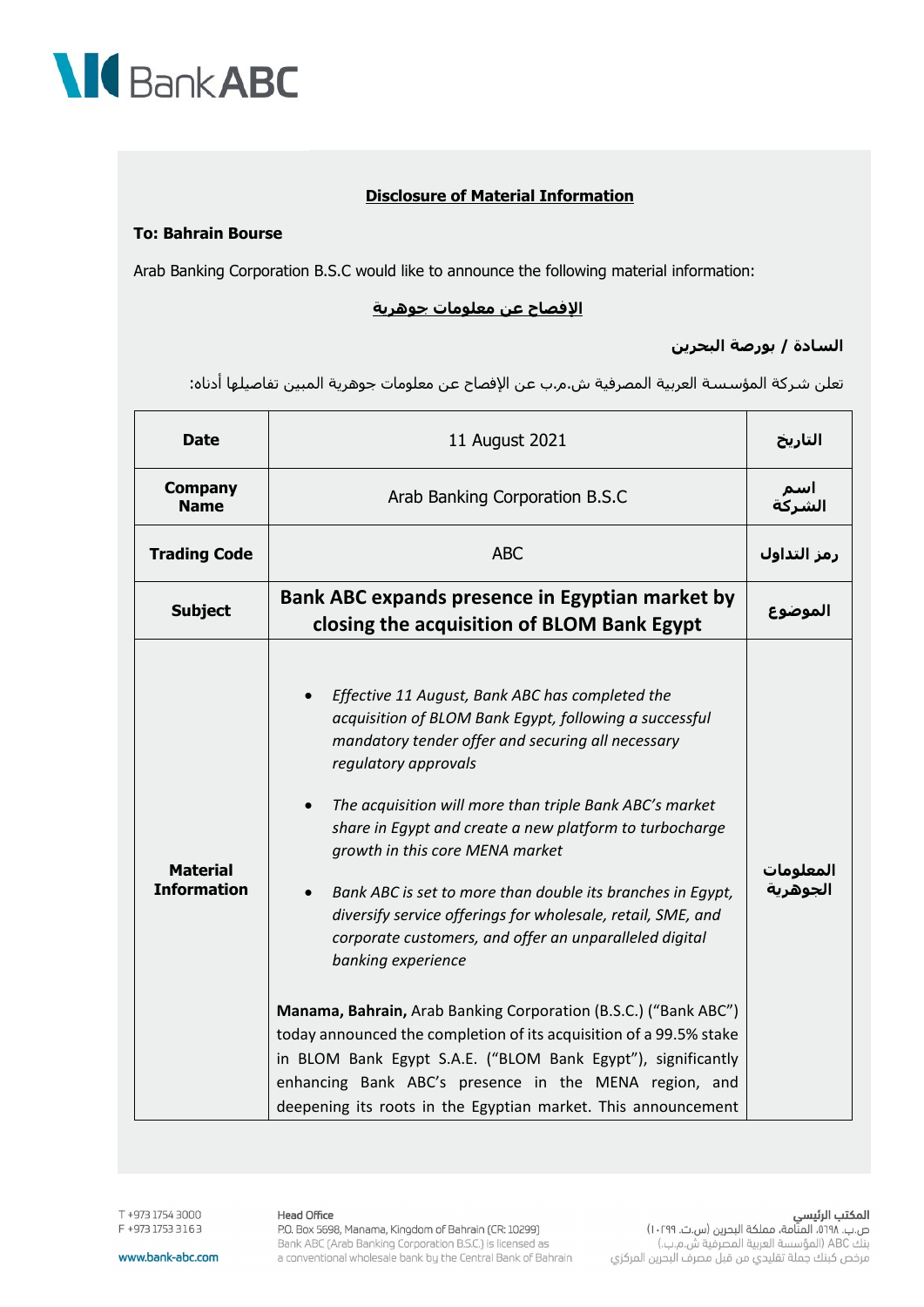**Disclosure of Material Information**

**To: Bahrain Bourse**

Arab Banking Corporation B.S.C would like to announce the following material information:

**الإفصاح عن معلومات جوهرية**

**السادة / بورصة البحرين**

تعلن شركة المؤسسة العربية المصرفية ش.م.ب عن الإفصاح عن معلومات جوهرية المبين تفاصيلها أدناه:

| Date | 11 August 2021 | التاريخ |
|---|---|---|
| **Company Name** | Arab Banking Corporation B.S.C | **اسم الشركة** |
| **Trading Code** | ABC | **رمز التداول** |
| **Subject** | **Bank ABC expands presence in Egyptian market by closing the acquisition of BLOM Bank Egypt** | **الموضوع** |
| **Material Information** | • *Effective 11 August, Bank ABC has completed the acquisition of BLOM Bank Egypt, following a successful mandatory tender offer and securing all necessary regulatory approvals* <br> • *The acquisition will more than triple Bank ABC's market share in Egypt and create a new platform to turbocharge growth in this core MENA market* <br> • *Bank ABC is set to more than double its branches in Egypt, diversify service offerings for wholesale, retail, SME, and corporate customers, and offer an unparalleled digital banking experience* <br><br> **Manama, Bahrain,** Arab Banking Corporation (B.S.C.) ("Bank ABC") today announced the completion of its acquisition of a 99.5% stake in BLOM Bank Egypt S.A.E. ("BLOM Bank Egypt"), significantly enhancing Bank ABC's presence in the MENA region, and deepening its roots in the Egyptian market. This announcement | **المعلومات الجوهرية** |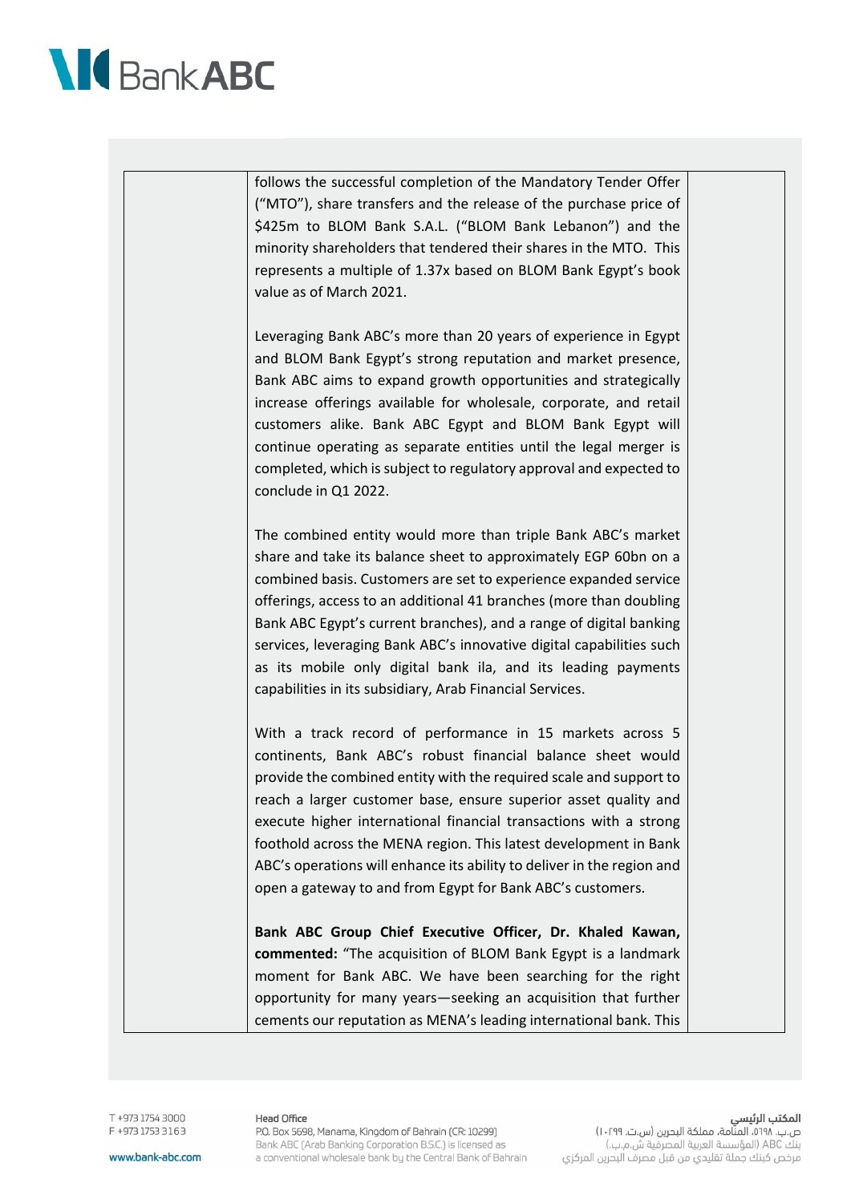follows the successful completion of the Mandatory Tender Offer ("MTO"), share transfers and the release of the purchase price of $425m to BLOM Bank S.A.L. ("BLOM Bank Lebanon") and the minority shareholders that tendered their shares in the MTO. This represents a multiple of 1.37x based on BLOM Bank Egypt's book value as of March 2021.

Leveraging Bank ABC's more than 20 years of experience in Egypt and BLOM Bank Egypt's strong reputation and market presence, Bank ABC aims to expand growth opportunities and strategically increase offerings available for wholesale, corporate, and retail customers alike. Bank ABC Egypt and BLOM Bank Egypt will continue operating as separate entities until the legal merger is completed, which is subject to regulatory approval and expected to conclude in Q1 2022.

The combined entity would more than triple Bank ABC's market share and take its balance sheet to approximately EGP 60bn on a combined basis. Customers are set to experience expanded service offerings, access to an additional 41 branches (more than doubling Bank ABC Egypt's current branches), and a range of digital banking services, leveraging Bank ABC's innovative digital capabilities such as its mobile only digital bank ila, and its leading payments capabilities in its subsidiary, Arab Financial Services.

With a track record of performance in 15 markets across 5 continents, Bank ABC's robust financial balance sheet would provide the combined entity with the required scale and support to reach a larger customer base, ensure superior asset quality and execute higher international financial transactions with a strong foothold across the MENA region. This latest development in Bank ABC's operations will enhance its ability to deliver in the region and open a gateway to and from Egypt for Bank ABC's customers.

**Bank ABC Group Chief Executive Officer, Dr. Khaled Kawan, commented:** "The acquisition of BLOM Bank Egypt is a landmark moment for Bank ABC. We have been searching for the right opportunity for many years—seeking an acquisition that further cements our reputation as MENA's leading international bank. This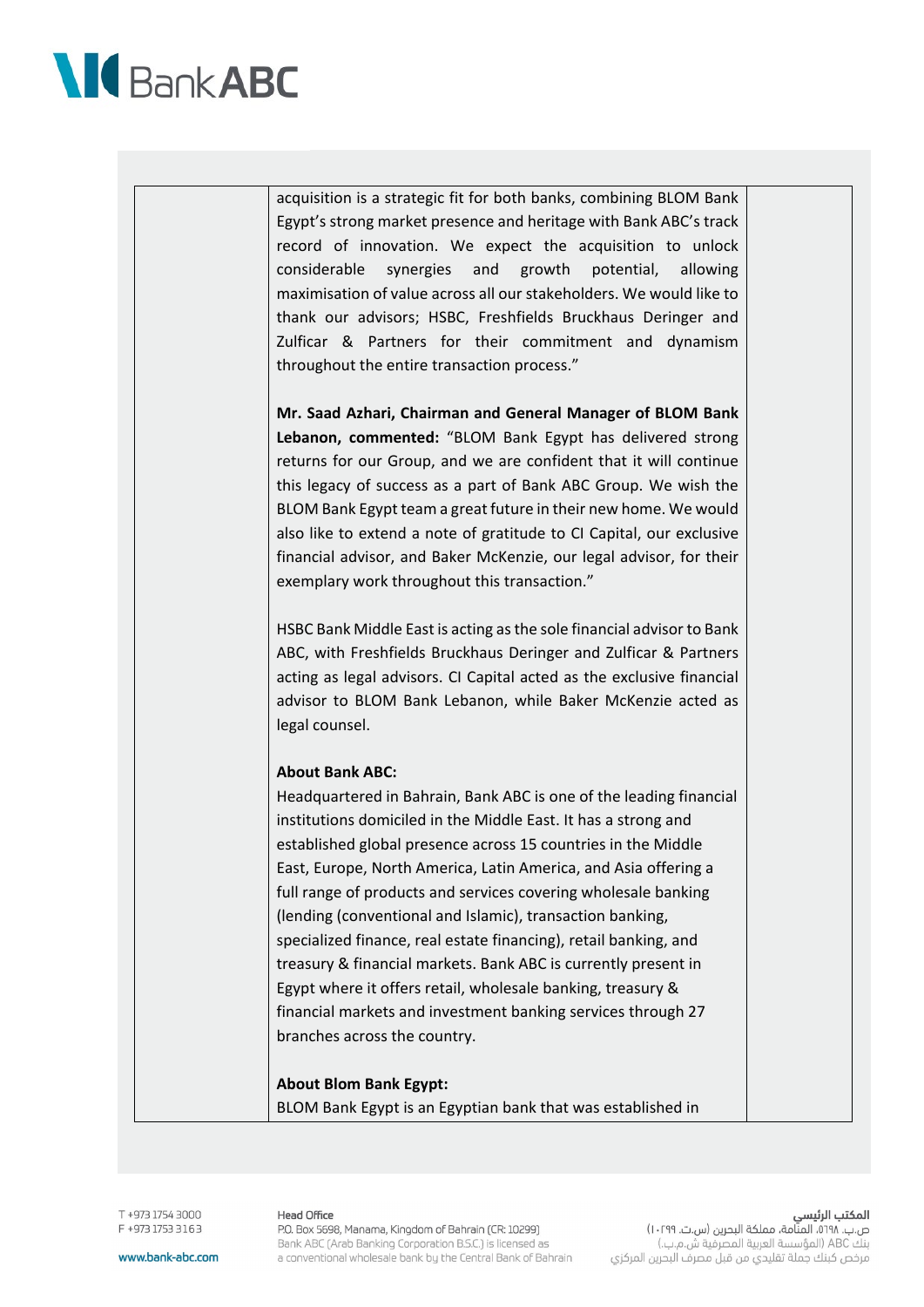acquisition is a strategic fit for both banks, combining BLOM Bank Egypt's strong market presence and heritage with Bank ABC's track record of innovation. We expect the acquisition to unlock considerable synergies and growth potential, allowing maximisation of value across all our stakeholders. We would like to thank our advisors; HSBC, Freshfields Bruckhaus Deringer and Zulficar & Partners for their commitment and dynamism throughout the entire transaction process."

**Mr. Saad Azhari, Chairman and General Manager of BLOM Bank Lebanon, commented:** "BLOM Bank Egypt has delivered strong returns for our Group, and we are confident that it will continue this legacy of success as a part of Bank ABC Group. We wish the BLOM Bank Egypt team a great future in their new home. We would also like to extend a note of gratitude to CI Capital, our exclusive financial advisor, and Baker McKenzie, our legal advisor, for their exemplary work throughout this transaction."

HSBC Bank Middle East is acting as the sole financial advisor to Bank ABC, with Freshfields Bruckhaus Deringer and Zulficar & Partners acting as legal advisors. CI Capital acted as the exclusive financial advisor to BLOM Bank Lebanon, while Baker McKenzie acted as legal counsel.

**About Bank ABC:**

Headquartered in Bahrain, Bank ABC is one of the leading financial institutions domiciled in the Middle East. It has a strong and established global presence across 15 countries in the Middle East, Europe, North America, Latin America, and Asia offering a full range of products and services covering wholesale banking (lending (conventional and Islamic), transaction banking, specialized finance, real estate financing), retail banking, and treasury & financial markets. Bank ABC is currently present in Egypt where it offers retail, wholesale banking, treasury & financial markets and investment banking services through 27 branches across the country.

**About Blom Bank Egypt:**

BLOM Bank Egypt is an Egyptian bank that was established in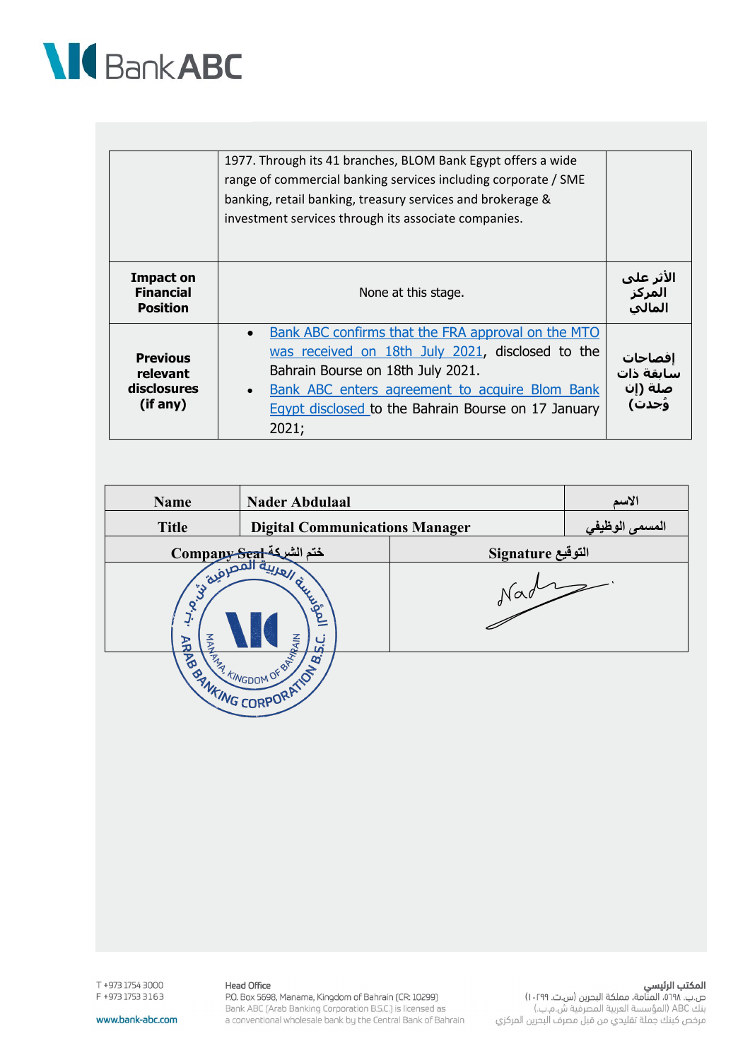| | | |
|---|---|---|
| | 1977. Through its 41 branches, BLOM Bank Egypt offers a wide range of commercial banking services including corporate / SME banking, retail banking, treasury services and brokerage & investment services through its associate companies. | |
| **Impact on Financial Position** | None at this stage. | **الأثر على المركز المالي** |
| **Previous relevant disclosures (if any)** | • Bank ABC confirms that the FRA approval on the MTO was received on 18th July 2021, disclosed to the Bahrain Bourse on 18th July 2021.<br>• Bank ABC enters agreement to acquire Blom Bank Egypt disclosed to the Bahrain Bourse on 17 January 2021; | **إفصاحات سابقة ذات صلة (إن وُجدت)** |

| | | |
|---|---|---|
| **Name** | **Nader Abdulaal** | **الاسم** |
| **Title** | **Digital Communications Manager** | **المسمى الوظيفي** |

| | |
|---|---|
| **Company Seal ختم الشركة** | **Signature التوقيع** |
| المؤسسة العربية المصرفية ش.م.ب. ARAB BANKING CORPORATION B.S.C. MANAMA, KINGDOM OF BAHRAIN | |

T +973 1754 3000
F +973 1753 3163
www.bank-abc.com

Head Office
P.O. Box 5698, Manama, Kingdom of Bahrain (CR: 10299)
Bank ABC (Arab Banking Corporation B.S.C.) is licensed as a conventional wholesale bank by the Central Bank of Bahrain

المكتب الرئيسي
ص.ب. ٥٦٩٨، المنامة، مملكة البحرين (س.ت. ١٠٢٩٩)
بنك ABC (المؤسسة العربية المصرفية ش.م.ب.)
مرخص كبنك جملة تقليدي من قبل مصرف البحرين المركزي